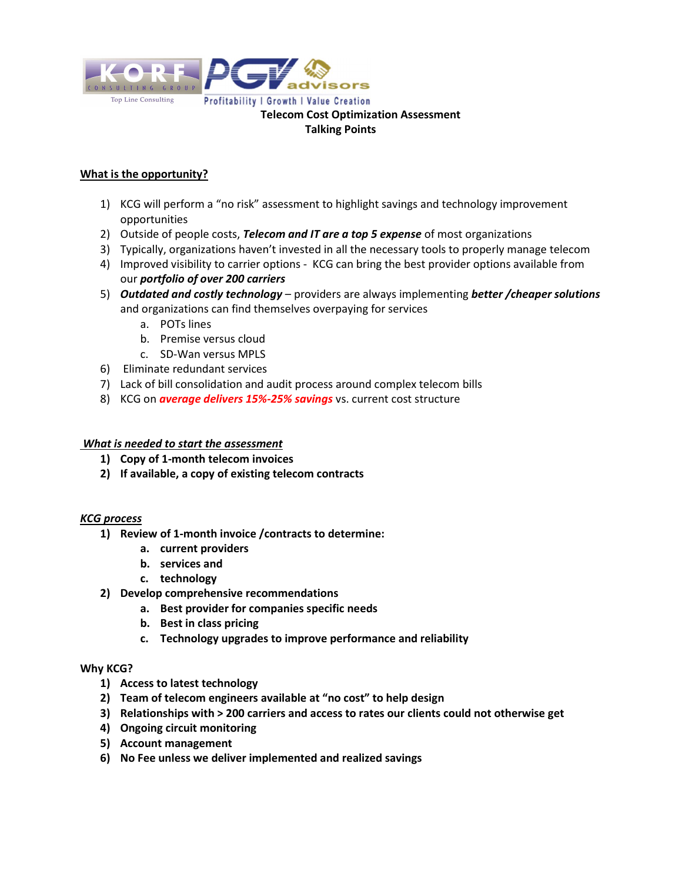KORF CONSULTING GROUP
Top Line Consulting

PGV advisors
Profitability | Growth | Value Creation

**Telecom Cost Optimization Assessment**
**Talking Points**

## What is the opportunity?

1) KCG will perform a "no risk" assessment to highlight savings and technology improvement opportunities
2) Outside of people costs, ***Telecom and IT are a top 5 expense*** of most organizations
3) Typically, organizations haven't invested in all the necessary tools to properly manage telecom
4) Improved visibility to carrier options - KCG can bring the best provider options available from our ***portfolio of over 200 carriers***
5) ***Outdated and costly technology*** – providers are always implementing ***better /cheaper solutions*** and organizations can find themselves overpaying for services
   a. POTs lines
   b. Premise versus cloud
   c. SD-Wan versus MPLS
6) Eliminate redundant services
7) Lack of bill consolidation and audit process around complex telecom bills
8) KCG on ***average delivers 15%-25% savings*** vs. current cost structure

## *What is needed to start the assessment*

1) **Copy of 1-month telecom invoices**
2) **If available, a copy of existing telecom contracts**

## *KCG process*

1) **Review of 1-month invoice /contracts to determine:**
   a. **current providers**
   b. **services and**
   c. **technology**
2) **Develop comprehensive recommendations**
   a. **Best provider for companies specific needs**
   b. **Best in class pricing**
   c. **Technology upgrades to improve performance and reliability**

## Why KCG?

1) **Access to latest technology**
2) **Team of telecom engineers available at "no cost" to help design**
3) **Relationships with > 200 carriers and access to rates our clients could not otherwise get**
4) **Ongoing circuit monitoring**
5) **Account management**
6) **No Fee unless we deliver implemented and realized savings**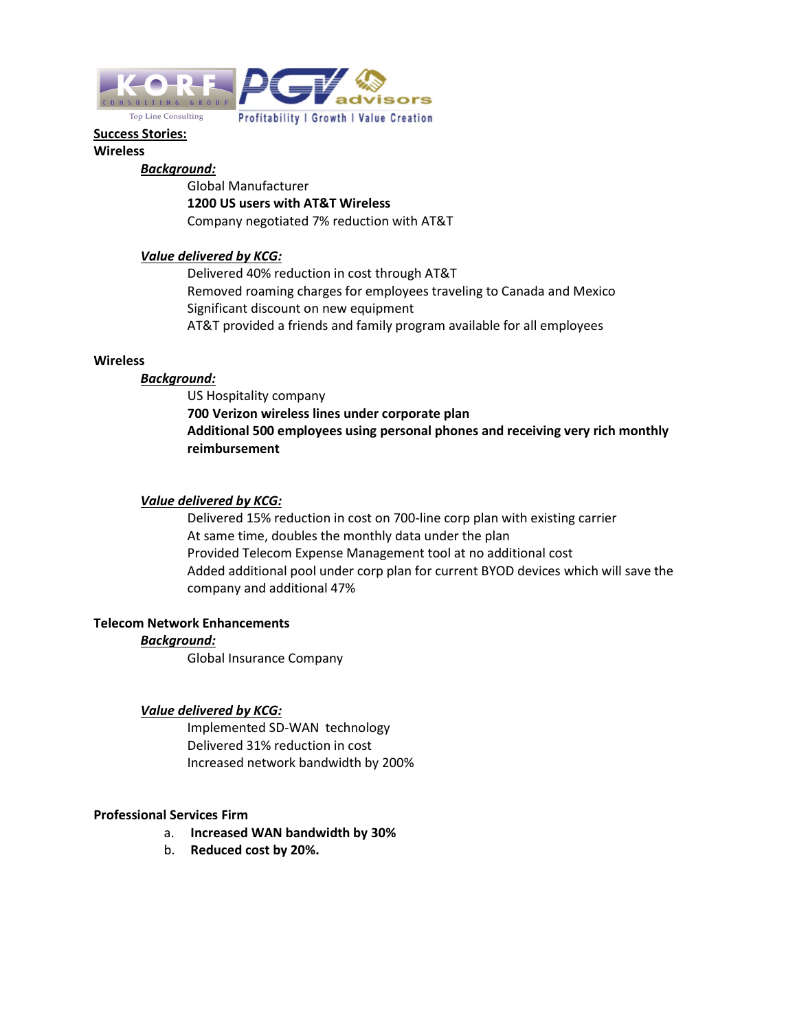**Success Stories:**

**Wireless**

***Background:***

Global Manufacturer

**1200 US users with AT&T Wireless**

Company negotiated 7% reduction with AT&T

***Value delivered by KCG:***

Delivered 40% reduction in cost through AT&T

Removed roaming charges for employees traveling to Canada and Mexico

Significant discount on new equipment

AT&T provided a friends and family program available for all employees

**Wireless**

***Background:***

US Hospitality company

**700 Verizon wireless lines under corporate plan**

**Additional 500 employees using personal phones and receiving very rich monthly reimbursement**

***Value delivered by KCG:***

Delivered 15% reduction in cost on 700-line corp plan with existing carrier

At same time, doubles the monthly data under the plan

Provided Telecom Expense Management tool at no additional cost

Added additional pool under corp plan for current BYOD devices which will save the company and additional 47%

**Telecom Network Enhancements**

***Background:***

Global Insurance Company

***Value delivered by KCG:***

Implemented SD-WAN technology

Delivered 31% reduction in cost

Increased network bandwidth by 200%

**Professional Services Firm**

a. **Increased WAN bandwidth by 30%**
b. **Reduced cost by 20%.**